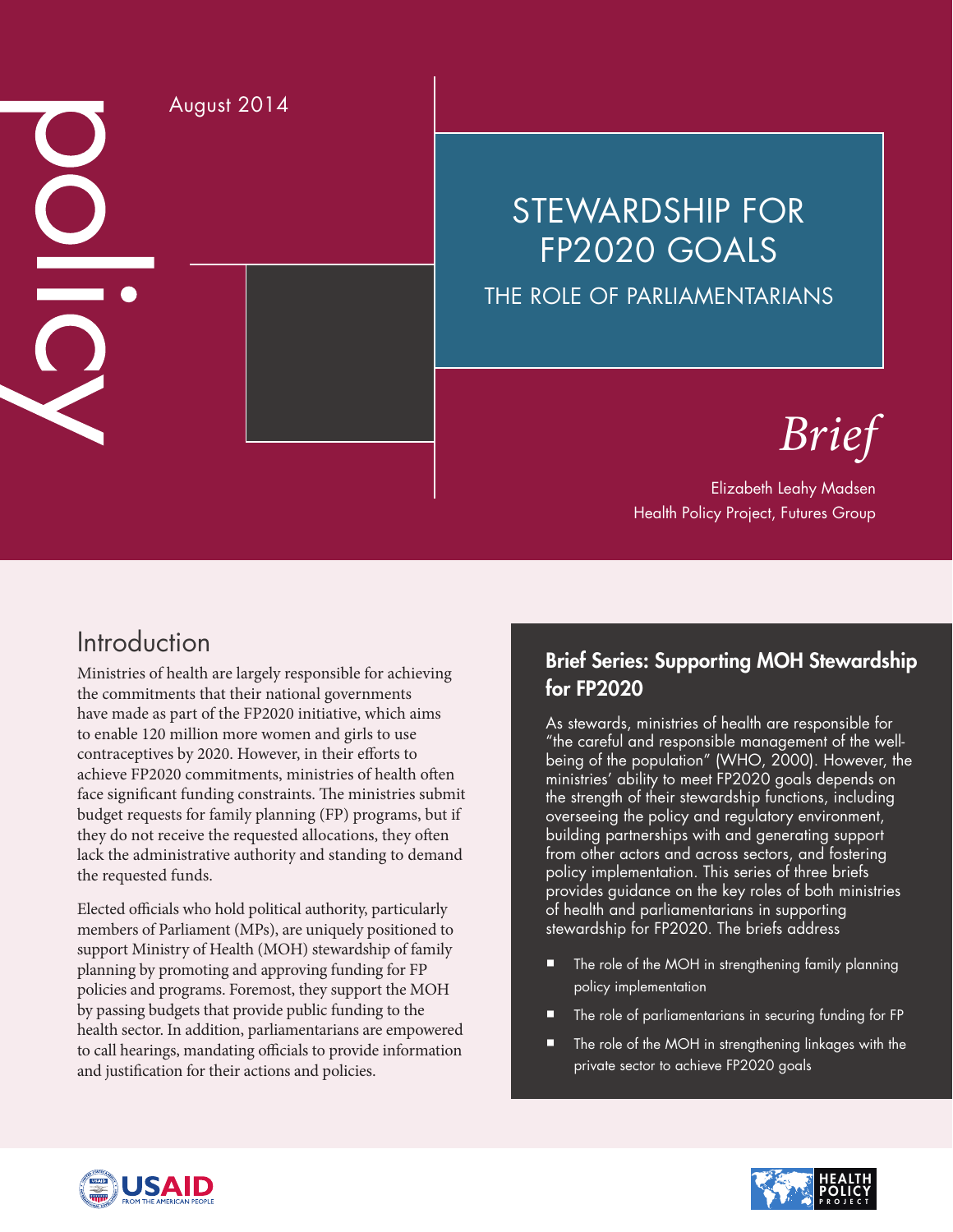policy

August 2014

# STEWARDSHIP FOR FP2020 GOALS

## THE ROLE OF PARLIAMENTARIANS

*Brief*

Elizabeth Leahy Madsen
Health Policy Project, Futures Group

## Introduction

Ministries of health are largely responsible for achieving the commitments that their national governments have made as part of the FP2020 initiative, which aims to enable 120 million more women and girls to use contraceptives by 2020. However, in their efforts to achieve FP2020 commitments, ministries of health often face significant funding constraints. The ministries submit budget requests for family planning (FP) programs, but if they do not receive the requested allocations, they often lack the administrative authority and standing to demand the requested funds.

Elected officials who hold political authority, particularly members of Parliament (MPs), are uniquely positioned to support Ministry of Health (MOH) stewardship of family planning by promoting and approving funding for FP policies and programs. Foremost, they support the MOH by passing budgets that provide public funding to the health sector. In addition, parliamentarians are empowered to call hearings, mandating officials to provide information and justification for their actions and policies.

### Brief Series: Supporting MOH Stewardship for FP2020

As stewards, ministries of health are responsible for "the careful and responsible management of the well-being of the population" (WHO, 2000). However, the ministries' ability to meet FP2020 goals depends on the strength of their stewardship functions, including overseeing the policy and regulatory environment, building partnerships with and generating support from other actors and across sectors, and fostering policy implementation. This series of three briefs provides guidance on the key roles of both ministries of health and parliamentarians in supporting stewardship for FP2020. The briefs address

- The role of the MOH in strengthening family planning policy implementation
- The role of parliamentarians in securing funding for FP
- The role of the MOH in strengthening linkages with the private sector to achieve FP2020 goals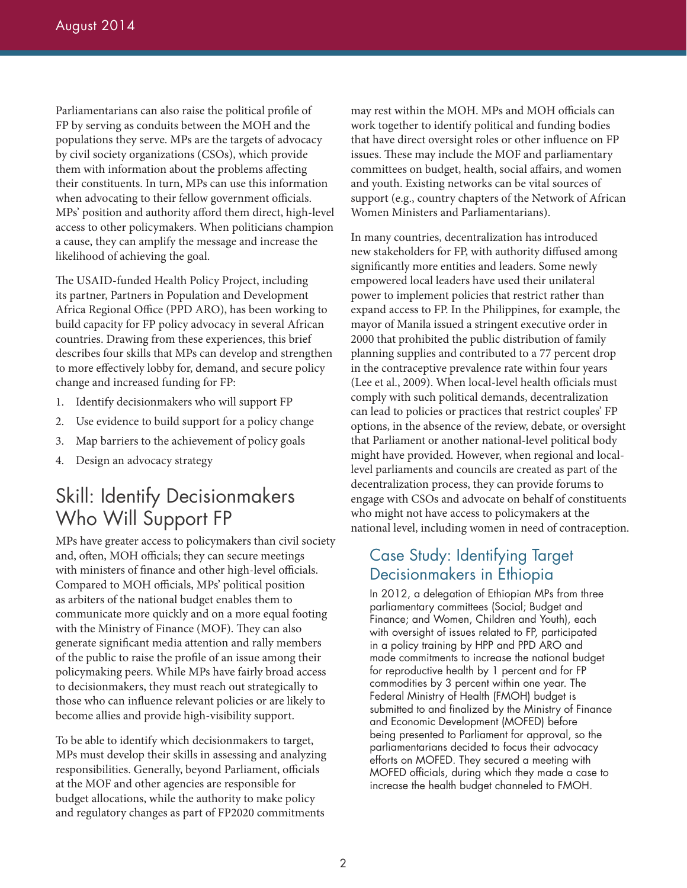Parliamentarians can also raise the political profile of FP by serving as conduits between the MOH and the populations they serve. MPs are the targets of advocacy by civil society organizations (CSOs), which provide them with information about the problems affecting their constituents. In turn, MPs can use this information when advocating to their fellow government officials. MPs' position and authority afford them direct, high-level access to other policymakers. When politicians champion a cause, they can amplify the message and increase the likelihood of achieving the goal.

The USAID-funded Health Policy Project, including its partner, Partners in Population and Development Africa Regional Office (PPD ARO), has been working to build capacity for FP policy advocacy in several African countries. Drawing from these experiences, this brief describes four skills that MPs can develop and strengthen to more effectively lobby for, demand, and secure policy change and increased funding for FP:

1. Identify decisionmakers who will support FP
2. Use evidence to build support for a policy change
3. Map barriers to the achievement of policy goals
4. Design an advocacy strategy

## Skill: Identify Decisionmakers Who Will Support FP

MPs have greater access to policymakers than civil society and, often, MOH officials; they can secure meetings with ministers of finance and other high-level officials. Compared to MOH officials, MPs' political position as arbiters of the national budget enables them to communicate more quickly and on a more equal footing with the Ministry of Finance (MOF). They can also generate significant media attention and rally members of the public to raise the profile of an issue among their policymaking peers. While MPs have fairly broad access to decisionmakers, they must reach out strategically to those who can influence relevant policies or are likely to become allies and provide high-visibility support.

To be able to identify which decisionmakers to target, MPs must develop their skills in assessing and analyzing responsibilities. Generally, beyond Parliament, officials at the MOF and other agencies are responsible for budget allocations, while the authority to make policy and regulatory changes as part of FP2020 commitments may rest within the MOH. MPs and MOH officials can work together to identify political and funding bodies that have direct oversight roles or other influence on FP issues. These may include the MOF and parliamentary committees on budget, health, social affairs, and women and youth. Existing networks can be vital sources of support (e.g., country chapters of the Network of African Women Ministers and Parliamentarians).

In many countries, decentralization has introduced new stakeholders for FP, with authority diffused among significantly more entities and leaders. Some newly empowered local leaders have used their unilateral power to implement policies that restrict rather than expand access to FP. In the Philippines, for example, the mayor of Manila issued a stringent executive order in 2000 that prohibited the public distribution of family planning supplies and contributed to a 77 percent drop in the contraceptive prevalence rate within four years (Lee et al., 2009). When local-level health officials must comply with such political demands, decentralization can lead to policies or practices that restrict couples' FP options, in the absence of the review, debate, or oversight that Parliament or another national-level political body might have provided. However, when regional and local-level parliaments and councils are created as part of the decentralization process, they can provide forums to engage with CSOs and advocate on behalf of constituents who might not have access to policymakers at the national level, including women in need of contraception.

### Case Study: Identifying Target Decisionmakers in Ethiopia

In 2012, a delegation of Ethiopian MPs from three parliamentary committees (Social; Budget and Finance; and Women, Children and Youth), each with oversight of issues related to FP, participated in a policy training by HPP and PPD ARO and made commitments to increase the national budget for reproductive health by 1 percent and for FP commodities by 3 percent within one year. The Federal Ministry of Health (FMOH) budget is submitted to and finalized by the Ministry of Finance and Economic Development (MOFED) before being presented to Parliament for approval, so the parliamentarians decided to focus their advocacy efforts on MOFED. They secured a meeting with MOFED officials, during which they made a case to increase the health budget channeled to FMOH.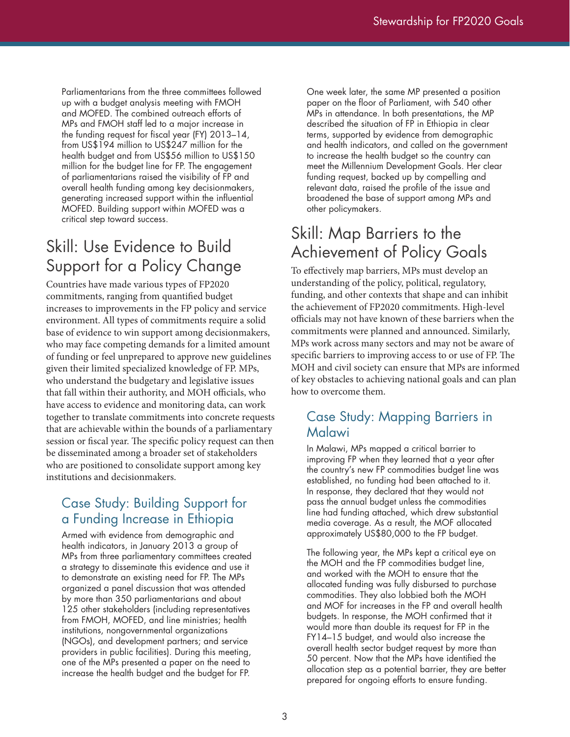Parliamentarians from the three committees followed up with a budget analysis meeting with FMOH and MOFED. The combined outreach efforts of MPs and FMOH staff led to a major increase in the funding request for fiscal year (FY) 2013–14, from US$194 million to US$247 million for the health budget and from US$56 million to US$150 million for the budget line for FP. The engagement of parliamentarians raised the visibility of FP and overall health funding among key decisionmakers, generating increased support within the influential MOFED. Building support within MOFED was a critical step toward success.

## Skill: Use Evidence to Build Support for a Policy Change

Countries have made various types of FP2020 commitments, ranging from quantified budget increases to improvements in the FP policy and service environment. All types of commitments require a solid base of evidence to win support among decisionmakers, who may face competing demands for a limited amount of funding or feel unprepared to approve new guidelines given their limited specialized knowledge of FP. MPs, who understand the budgetary and legislative issues that fall within their authority, and MOH officials, who have access to evidence and monitoring data, can work together to translate commitments into concrete requests that are achievable within the bounds of a parliamentary session or fiscal year. The specific policy request can then be disseminated among a broader set of stakeholders who are positioned to consolidate support among key institutions and decisionmakers.

### Case Study: Building Support for a Funding Increase in Ethiopia

Armed with evidence from demographic and health indicators, in January 2013 a group of MPs from three parliamentary committees created a strategy to disseminate this evidence and use it to demonstrate an existing need for FP. The MPs organized a panel discussion that was attended by more than 350 parliamentarians and about 125 other stakeholders (including representatives from FMOH, MOFED, and line ministries; health institutions, nongovernmental organizations (NGOs), and development partners; and service providers in public facilities). During this meeting, one of the MPs presented a paper on the need to increase the health budget and the budget for FP.

One week later, the same MP presented a position paper on the floor of Parliament, with 540 other MPs in attendance. In both presentations, the MP described the situation of FP in Ethiopia in clear terms, supported by evidence from demographic and health indicators, and called on the government to increase the health budget so the country can meet the Millennium Development Goals. Her clear funding request, backed up by compelling and relevant data, raised the profile of the issue and broadened the base of support among MPs and other policymakers.

## Skill: Map Barriers to the Achievement of Policy Goals

To effectively map barriers, MPs must develop an understanding of the policy, political, regulatory, funding, and other contexts that shape and can inhibit the achievement of FP2020 commitments. High-level officials may not have known of these barriers when the commitments were planned and announced. Similarly, MPs work across many sectors and may not be aware of specific barriers to improving access to or use of FP. The MOH and civil society can ensure that MPs are informed of key obstacles to achieving national goals and can plan how to overcome them.

### Case Study: Mapping Barriers in Malawi

In Malawi, MPs mapped a critical barrier to improving FP when they learned that a year after the country's new FP commodities budget line was established, no funding had been attached to it. In response, they declared that they would not pass the annual budget unless the commodities line had funding attached, which drew substantial media coverage. As a result, the MOF allocated approximately US$80,000 to the FP budget.

The following year, the MPs kept a critical eye on the MOH and the FP commodities budget line, and worked with the MOH to ensure that the allocated funding was fully disbursed to purchase commodities. They also lobbied both the MOH and MOF for increases in the FP and overall health budgets. In response, the MOH confirmed that it would more than double its request for FP in the FY14–15 budget, and would also increase the overall health sector budget request by more than 50 percent. Now that the MPs have identified the allocation step as a potential barrier, they are better prepared for ongoing efforts to ensure funding.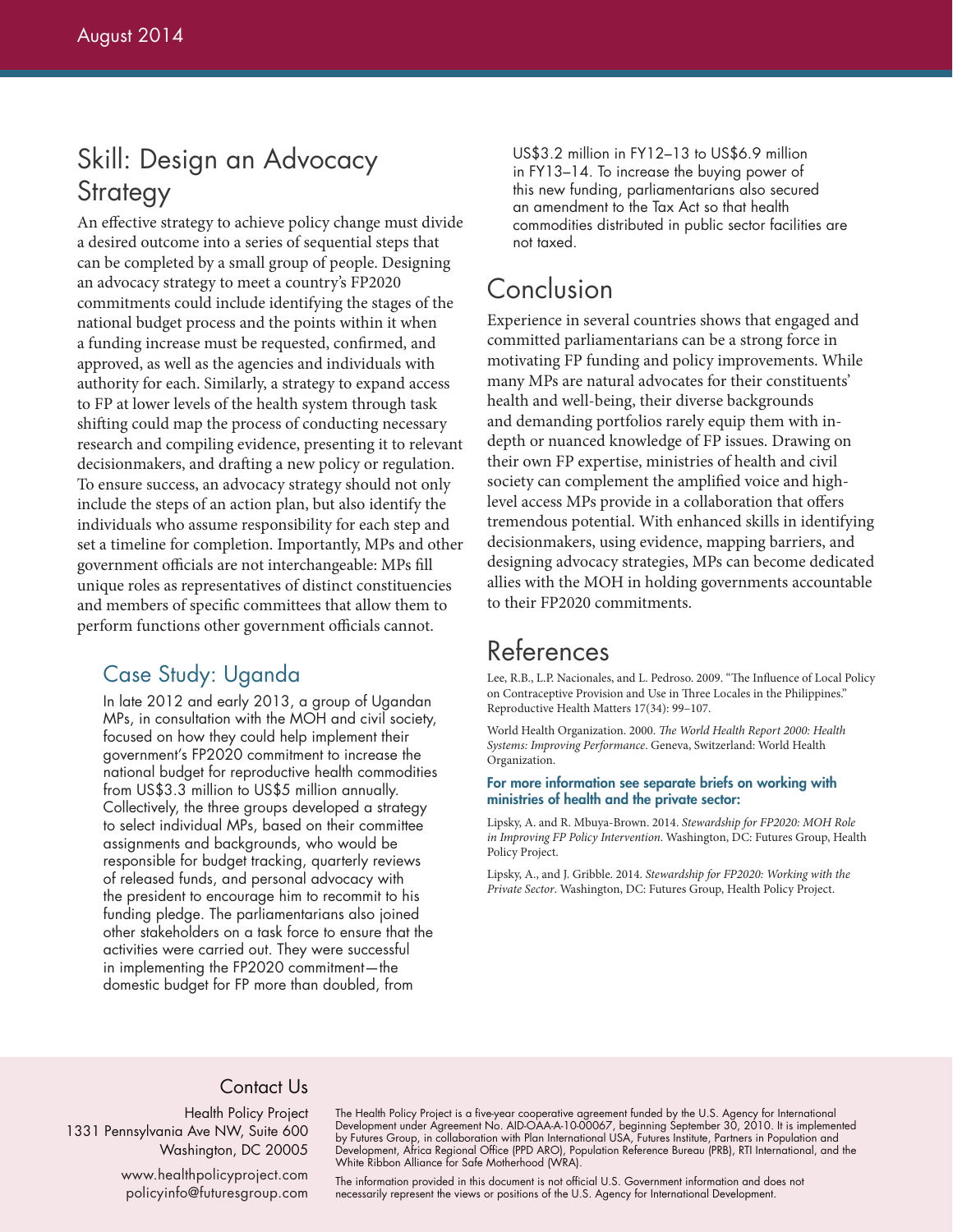## Skill: Design an Advocacy Strategy

An effective strategy to achieve policy change must divide a desired outcome into a series of sequential steps that can be completed by a small group of people. Designing an advocacy strategy to meet a country's FP2020 commitments could include identifying the stages of the national budget process and the points within it when a funding increase must be requested, confirmed, and approved, as well as the agencies and individuals with authority for each. Similarly, a strategy to expand access to FP at lower levels of the health system through task shifting could map the process of conducting necessary research and compiling evidence, presenting it to relevant decisionmakers, and drafting a new policy or regulation. To ensure success, an advocacy strategy should not only include the steps of an action plan, but also identify the individuals who assume responsibility for each step and set a timeline for completion. Importantly, MPs and other government officials are not interchangeable: MPs fill unique roles as representatives of distinct constituencies and members of specific committees that allow them to perform functions other government officials cannot.

### Case Study: Uganda

In late 2012 and early 2013, a group of Ugandan MPs, in consultation with the MOH and civil society, focused on how they could help implement their government's FP2020 commitment to increase the national budget for reproductive health commodities from US$3.3 million to US$5 million annually. Collectively, the three groups developed a strategy to select individual MPs, based on their committee assignments and backgrounds, who would be responsible for budget tracking, quarterly reviews of released funds, and personal advocacy with the president to encourage him to recommit to his funding pledge. The parliamentarians also joined other stakeholders on a task force to ensure that the activities were carried out. They were successful in implementing the FP2020 commitment—the domestic budget for FP more than doubled, from US$3.2 million in FY12–13 to US$6.9 million in FY13–14. To increase the buying power of this new funding, parliamentarians also secured an amendment to the Tax Act so that health commodities distributed in public sector facilities are not taxed.

## Conclusion

Experience in several countries shows that engaged and committed parliamentarians can be a strong force in motivating FP funding and policy improvements. While many MPs are natural advocates for their constituents' health and well-being, their diverse backgrounds and demanding portfolios rarely equip them with in-depth or nuanced knowledge of FP issues. Drawing on their own FP expertise, ministries of health and civil society can complement the amplified voice and high-level access MPs provide in a collaboration that offers tremendous potential. With enhanced skills in identifying decisionmakers, using evidence, mapping barriers, and designing advocacy strategies, MPs can become dedicated allies with the MOH in holding governments accountable to their FP2020 commitments.

## References

Lee, R.B., L.P. Nacionales, and L. Pedroso. 2009. "The Influence of Local Policy on Contraceptive Provision and Use in Three Locales in the Philippines." Reproductive Health Matters 17(34): 99–107.

World Health Organization. 2000. *The World Health Report 2000: Health Systems: Improving Performance*. Geneva, Switzerland: World Health Organization.

**For more information see separate briefs on working with ministries of health and the private sector:**

Lipsky, A. and R. Mbuya-Brown. 2014. *Stewardship for FP2020: MOH Role in Improving FP Policy Intervention*. Washington, DC: Futures Group, Health Policy Project.

Lipsky, A., and J. Gribble. 2014. *Stewardship for FP2020: Working with the Private Sector*. Washington, DC: Futures Group, Health Policy Project.

### Contact Us

Health Policy Project
1331 Pennsylvania Ave NW, Suite 600
Washington, DC 20005

www.healthpolicyproject.com
policyinfo@futuresgroup.com

The Health Policy Project is a five-year cooperative agreement funded by the U.S. Agency for International Development under Agreement No. AID-OAA-A-10-00067, beginning September 30, 2010. It is implemented by Futures Group, in collaboration with Plan International USA, Futures Institute, Partners in Population and Development, Africa Regional Office (PPD ARO), Population Reference Bureau (PRB), RTI International, and the White Ribbon Alliance for Safe Motherhood (WRA).

The information provided in this document is not official U.S. Government information and does not necessarily represent the views or positions of the U.S. Agency for International Development.